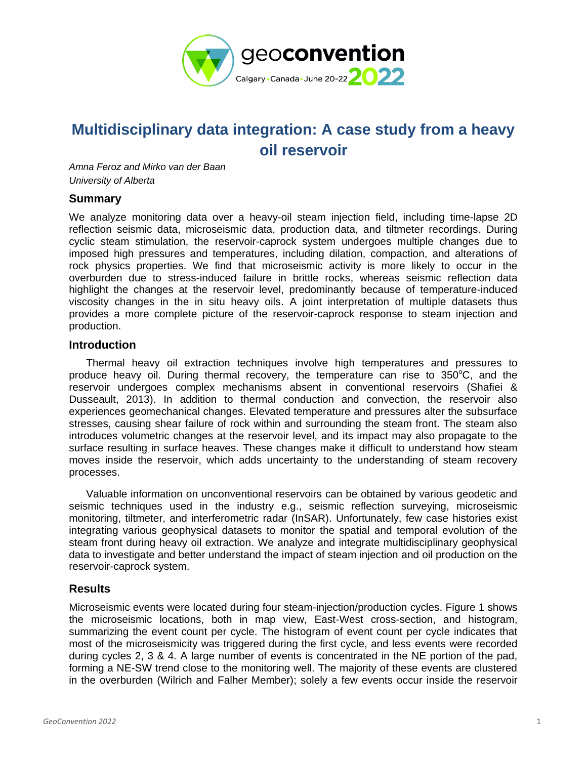# Multidisciplinary data integration: A case study from a heavy oil reservoir

*Amna Feroz and Mirko van der Baan*
*University of Alberta*

## Summary

We analyze monitoring data over a heavy-oil steam injection field, including time-lapse 2D reflection seismic data, microseismic data, production data, and tiltmeter recordings. During cyclic steam stimulation, the reservoir-caprock system undergoes multiple changes due to imposed high pressures and temperatures, including dilation, compaction, and alterations of rock physics properties. We find that microseismic activity is more likely to occur in the overburden due to stress-induced failure in brittle rocks, whereas seismic reflection data highlight the changes at the reservoir level, predominantly because of temperature-induced viscosity changes in the in situ heavy oils. A joint interpretation of multiple datasets thus provides a more complete picture of the reservoir-caprock response to steam injection and production.

## Introduction

Thermal heavy oil extraction techniques involve high temperatures and pressures to produce heavy oil. During thermal recovery, the temperature can rise to 350$^{o}$C, and the reservoir undergoes complex mechanisms absent in conventional reservoirs (Shafiei & Dusseault, 2013). In addition to thermal conduction and convection, the reservoir also experiences geomechanical changes. Elevated temperature and pressures alter the subsurface stresses, causing shear failure of rock within and surrounding the steam front. The steam also introduces volumetric changes at the reservoir level, and its impact may also propagate to the surface resulting in surface heaves. These changes make it difficult to understand how steam moves inside the reservoir, which adds uncertainty to the understanding of steam recovery processes.

Valuable information on unconventional reservoirs can be obtained by various geodetic and seismic techniques used in the industry e.g., seismic reflection surveying, microseismic monitoring, tiltmeter, and interferometric radar (InSAR). Unfortunately, few case histories exist integrating various geophysical datasets to monitor the spatial and temporal evolution of the steam front during heavy oil extraction. We analyze and integrate multidisciplinary geophysical data to investigate and better understand the impact of steam injection and oil production on the reservoir-caprock system.

## Results

Microseismic events were located during four steam-injection/production cycles. Figure 1 shows the microseismic locations, both in map view, East-West cross-section, and histogram, summarizing the event count per cycle. The histogram of event count per cycle indicates that most of the microseismicity was triggered during the first cycle, and less events were recorded during cycles 2, 3 & 4. A large number of events is concentrated in the NE portion of the pad, forming a NE-SW trend close to the monitoring well. The majority of these events are clustered in the overburden (Wilrich and Falher Member); solely a few events occur inside the reservoir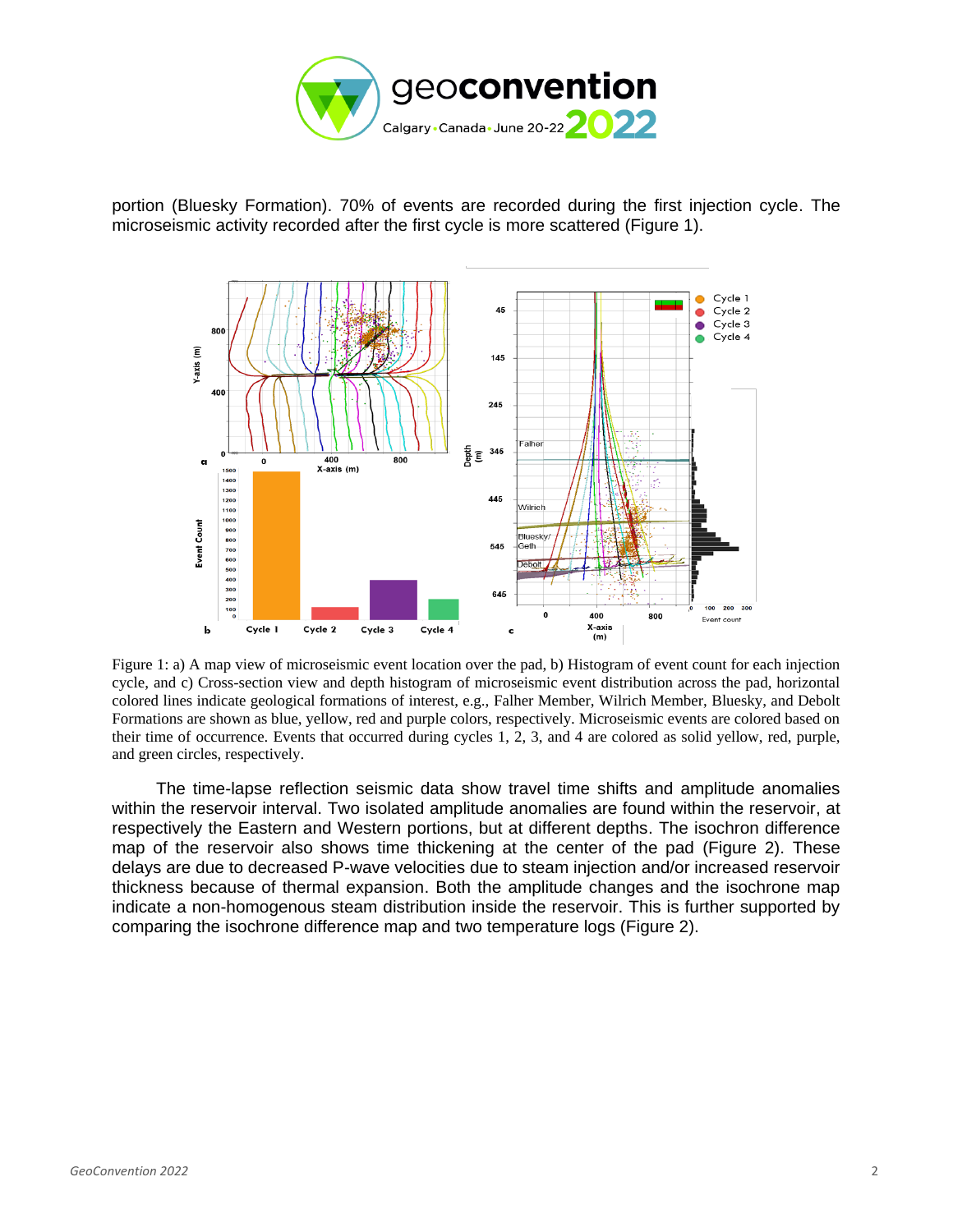portion (Bluesky Formation). 70% of events are recorded during the first injection cycle. The microseismic activity recorded after the first cycle is more scattered (Figure 1).

Figure 1: a) A map view of microseismic event location over the pad, b) Histogram of event count for each injection cycle, and c) Cross-section view and depth histogram of microseismic event distribution across the pad, horizontal colored lines indicate geological formations of interest, e.g., Falher Member, Wilrich Member, Bluesky, and Debolt Formations are shown as blue, yellow, red and purple colors, respectively. Microseismic events are colored based on their time of occurrence. Events that occurred during cycles 1, 2, 3, and 4 are colored as solid yellow, red, purple, and green circles, respectively.

The time-lapse reflection seismic data show travel time shifts and amplitude anomalies within the reservoir interval. Two isolated amplitude anomalies are found within the reservoir, at respectively the Eastern and Western portions, but at different depths. The isochron difference map of the reservoir also shows time thickening at the center of the pad (Figure 2). These delays are due to decreased P-wave velocities due to steam injection and/or increased reservoir thickness because of thermal expansion. Both the amplitude changes and the isochrone map indicate a non-homogenous steam distribution inside the reservoir. This is further supported by comparing the isochrone difference map and two temperature logs (Figure 2).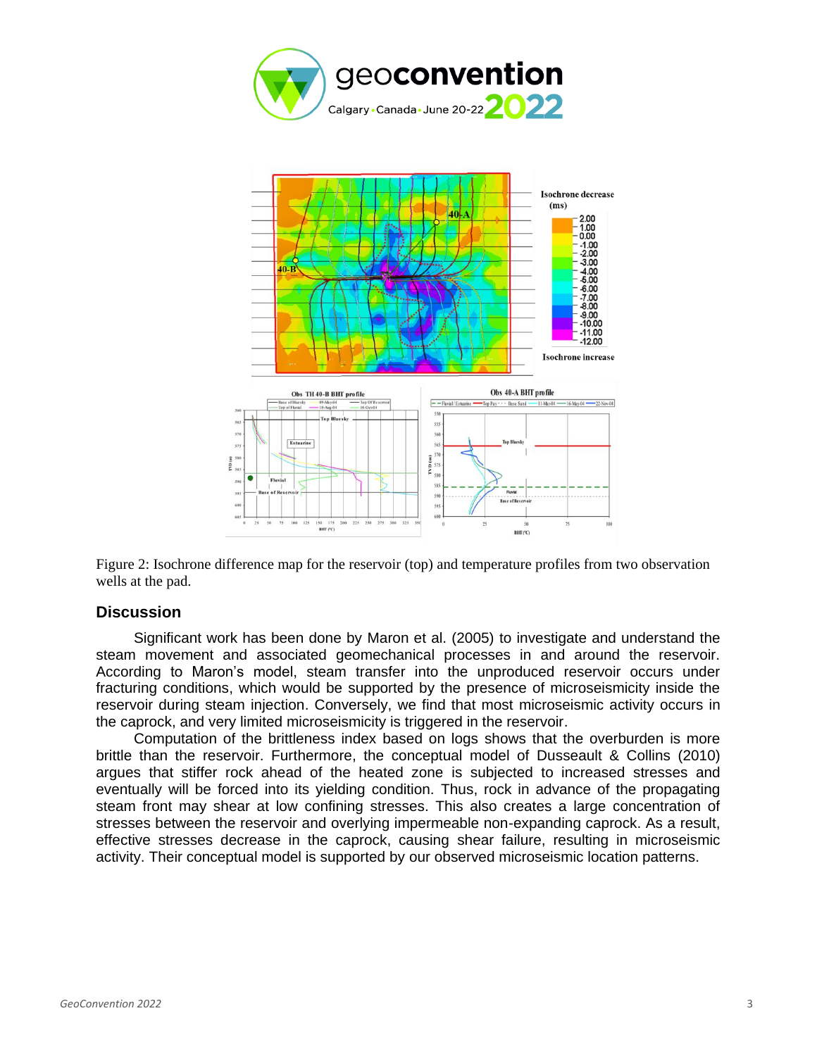Figure 2: Isochrone difference map for the reservoir (top) and temperature profiles from two observation wells at the pad.

## Discussion

Significant work has been done by Maron et al. (2005) to investigate and understand the steam movement and associated geomechanical processes in and around the reservoir. According to Maron's model, steam transfer into the unproduced reservoir occurs under fracturing conditions, which would be supported by the presence of microseismicity inside the reservoir during steam injection. Conversely, we find that most microseismic activity occurs in the caprock, and very limited microseismicity is triggered in the reservoir.

Computation of the brittleness index based on logs shows that the overburden is more brittle than the reservoir. Furthermore, the conceptual model of Dusseault & Collins (2010) argues that stiffer rock ahead of the heated zone is subjected to increased stresses and eventually will be forced into its yielding condition. Thus, rock in advance of the propagating steam front may shear at low confining stresses. This also creates a large concentration of stresses between the reservoir and overlying impermeable non-expanding caprock. As a result, effective stresses decrease in the caprock, causing shear failure, resulting in microseismic activity. Their conceptual model is supported by our observed microseismic location patterns.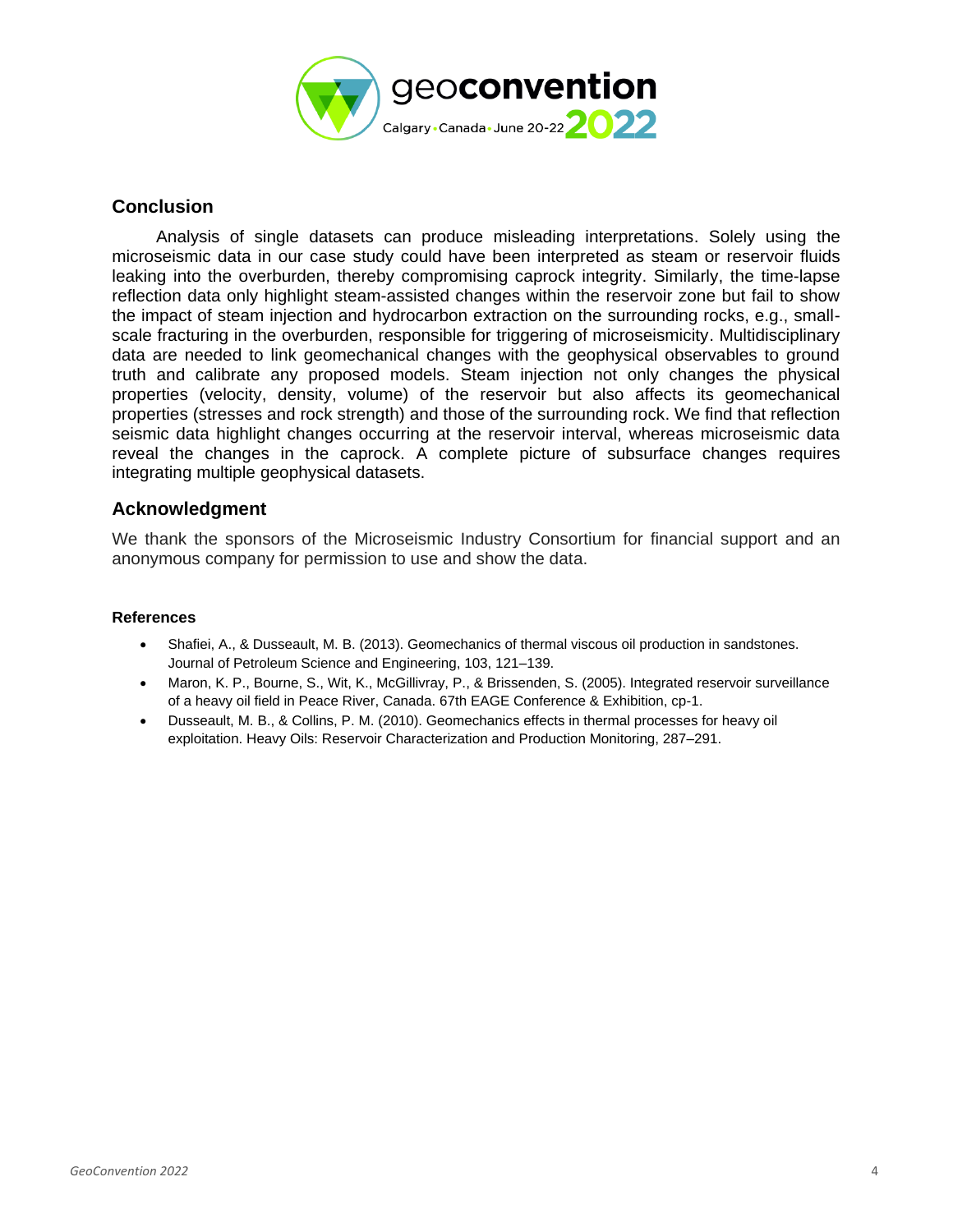## Conclusion

Analysis of single datasets can produce misleading interpretations. Solely using the microseismic data in our case study could have been interpreted as steam or reservoir fluids leaking into the overburden, thereby compromising caprock integrity. Similarly, the time-lapse reflection data only highlight steam-assisted changes within the reservoir zone but fail to show the impact of steam injection and hydrocarbon extraction on the surrounding rocks, e.g., small-scale fracturing in the overburden, responsible for triggering of microseismicity. Multidisciplinary data are needed to link geomechanical changes with the geophysical observables to ground truth and calibrate any proposed models. Steam injection not only changes the physical properties (velocity, density, volume) of the reservoir but also affects its geomechanical properties (stresses and rock strength) and those of the surrounding rock. We find that reflection seismic data highlight changes occurring at the reservoir interval, whereas microseismic data reveal the changes in the caprock. A complete picture of subsurface changes requires integrating multiple geophysical datasets.

## Acknowledgment

We thank the sponsors of the Microseismic Industry Consortium for financial support and an anonymous company for permission to use and show the data.

### References

- Shafiei, A., & Dusseault, M. B. (2013). Geomechanics of thermal viscous oil production in sandstones. Journal of Petroleum Science and Engineering, 103, 121–139.
- Maron, K. P., Bourne, S., Wit, K., McGillivray, P., & Brissenden, S. (2005). Integrated reservoir surveillance of a heavy oil field in Peace River, Canada. 67th EAGE Conference & Exhibition, cp-1.
- Dusseault, M. B., & Collins, P. M. (2010). Geomechanics effects in thermal processes for heavy oil exploitation. Heavy Oils: Reservoir Characterization and Production Monitoring, 287–291.